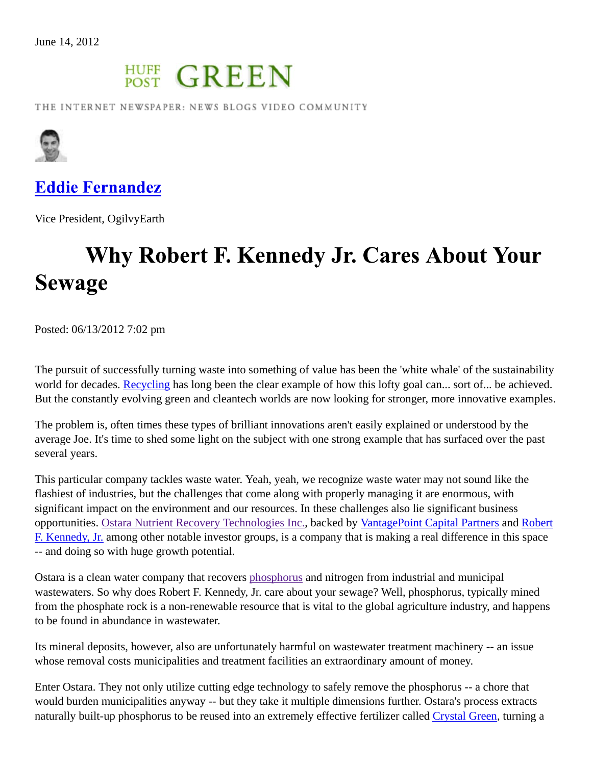June 14, 2012

HUFF POST GREEN

THE INTERNET NEWSPAPER: NEWS BLOGS VIDEO COMMUNITY

## Eddie Fernandez

Vice President, OgilvyEarth

# Why Robert F. Kennedy Jr. Cares About Your Sewage

Posted: 06/13/2012 7:02 pm

The pursuit of successfully turning waste into something of value has been the 'white whale' of the sustainability world for decades. Recycling has long been the clear example of how this lofty goal can... sort of... be achieved. But the constantly evolving green and cleantech worlds are now looking for stronger, more innovative examples.

The problem is, often times these types of brilliant innovations aren't easily explained or understood by the average Joe. It's time to shed some light on the subject with one strong example that has surfaced over the past several years.

This particular company tackles waste water. Yeah, yeah, we recognize waste water may not sound like the flashiest of industries, but the challenges that come along with properly managing it are enormous, with significant impact on the environment and our resources. In these challenges also lie significant business opportunities. Ostara Nutrient Recovery Technologies Inc., backed by VantagePoint Capital Partners and Robert F. Kennedy, Jr. among other notable investor groups, is a company that is making a real difference in this space -- and doing so with huge growth potential.

Ostara is a clean water company that recovers phosphorus and nitrogen from industrial and municipal wastewaters. So why does Robert F. Kennedy, Jr. care about your sewage? Well, phosphorus, typically mined from the phosphate rock is a non-renewable resource that is vital to the global agriculture industry, and happens to be found in abundance in wastewater.

Its mineral deposits, however, also are unfortunately harmful on wastewater treatment machinery -- an issue whose removal costs municipalities and treatment facilities an extraordinary amount of money.

Enter Ostara. They not only utilize cutting edge technology to safely remove the phosphorus -- a chore that would burden municipalities anyway -- but they take it multiple dimensions further. Ostara's process extracts naturally built-up phosphorus to be reused into an extremely effective fertilizer called Crystal Green, turning a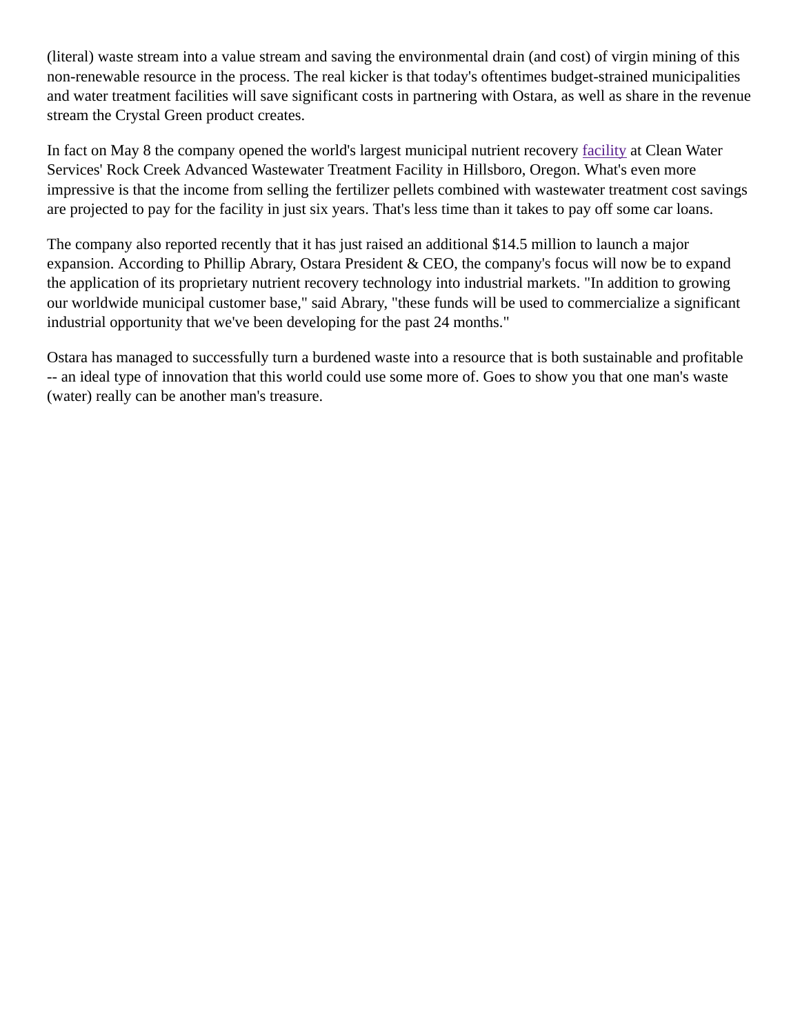(literal) waste stream into a value stream and saving the environmental drain (and cost) of virgin mining of this non-renewable resource in the process. The real kicker is that today's oftentimes budget-strained municipalities and water treatment facilities will save significant costs in partnering with Ostara, as well as share in the revenue stream the Crystal Green product creates.

In fact on May 8 the company opened the world's largest municipal nutrient recovery facility at Clean Water Services' Rock Creek Advanced Wastewater Treatment Facility in Hillsboro, Oregon. What's even more impressive is that the income from selling the fertilizer pellets combined with wastewater treatment cost savings are projected to pay for the facility in just six years. That's less time than it takes to pay off some car loans.

The company also reported recently that it has just raised an additional $14.5 million to launch a major expansion. According to Phillip Abrary, Ostara President & CEO, the company's focus will now be to expand the application of its proprietary nutrient recovery technology into industrial markets. "In addition to growing our worldwide municipal customer base," said Abrary, "these funds will be used to commercialize a significant industrial opportunity that we've been developing for the past 24 months."

Ostara has managed to successfully turn a burdened waste into a resource that is both sustainable and profitable -- an ideal type of innovation that this world could use some more of. Goes to show you that one man's waste (water) really can be another man's treasure.